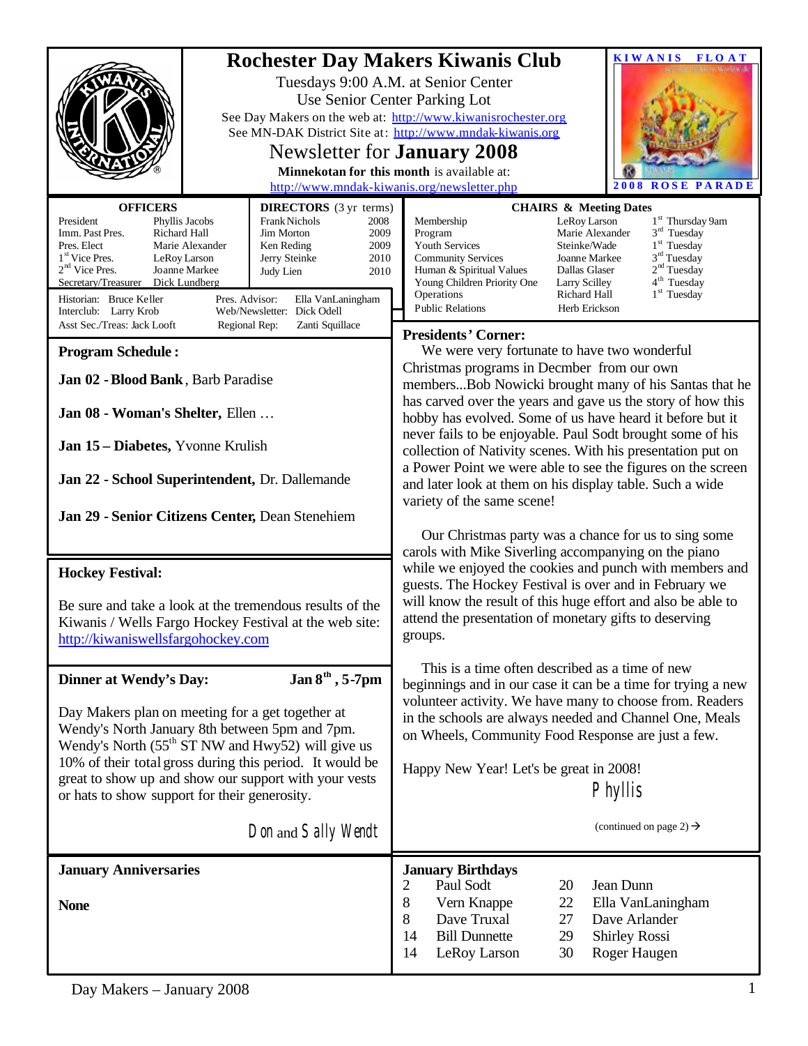# Rochester Day Makers Kiwanis Club

Tuesdays 9:00 A.M. at Senior Center
Use Senior Center Parking Lot
See Day Makers on the web at: http://www.kiwanisrochester.org
See MN-DAK District Site at: http://www.mndak-kiwanis.org

## Newsletter for January 2008

**Minnekotan for this month** is available at:
http://www.mndak-kiwanis.org/newsletter.php

**KIWANIS FLOAT** — **2008 ROSE PARADE**

### OFFICERS

| | |
|---|---|
| President | Phyllis Jacobs |
| Imm. Past Pres. | Richard Hall |
| Pres. Elect | Marie Alexander |
| 1st Vice Pres. | LeRoy Larson |
| 2nd Vice Pres. | Joanne Markee |
| Secretary/Treasurer | Dick Lundberg |

### DIRECTORS (3 yr terms)

| | |
|---|---|
| Frank Nichols | 2008 |
| Jim Morton | 2009 |
| Ken Reding | 2009 |
| Jerry Steinke | 2010 |
| Judy Lien | 2010 |

Historian: Bruce Keller
Interclub: Larry Krob
Asst Sec./Treas: Jack Looft
Pres. Advisor: Ella VanLaningham
Web/Newsletter: Dick Odell
Regional Rep: Zanti Squillace

### CHAIRS & Meeting Dates

| | | |
|---|---|---|
| Membership | LeRoy Larson | 1st Thursday 9am |
| Program | Marie Alexander | 3rd Tuesday |
| Youth Services | Steinke/Wade | 1st Tuesday |
| Community Services | Joanne Markee | 3rd Tuesday |
| Human & Spiritual Values | Dallas Glaser | 2nd Tuesday |
| Young Children Priority One | Larry Scilley | 4th Tuesday |
| Operations | Richard Hall | 1st Tuesday |
| Public Relations | Herb Erickson | |

### Program Schedule :

**Jan 02 - Blood Bank**, Barb Paradise

**Jan 08 - Woman's Shelter,** Ellen …

**Jan 15 – Diabetes,** Yvonne Krulish

**Jan 22 - School Superintendent,** Dr. Dallemande

**Jan 29 - Senior Citizens Center,** Dean Stenehiem

### Hockey Festival:

Be sure and take a look at the tremendous results of the Kiwanis / Wells Fargo Hockey Festival at the web site: http://kiwaniswellsfargohockey.com

### Dinner at Wendy's Day: Jan 8th , 5-7pm

Day Makers plan on meeting for a get together at Wendy's North January 8th between 5pm and 7pm. Wendy's North (55th ST NW and Hwy52) will give us 10% of their total gross during this period. It would be great to show up and show our support with your vests or hats to show support for their generosity.

Don and Sally Wendt

### Presidents' Corner:

We were very fortunate to have two wonderful Christmas programs in Decmber from our own members...Bob Nowicki brought many of his Santas that he has carved over the years and gave us the story of how this hobby has evolved. Some of us have heard it before but it never fails to be enjoyable. Paul Sodt brought some of his collection of Nativity scenes. With his presentation put on a Power Point we were able to see the figures on the screen and later look at them on his display table. Such a wide variety of the same scene!

Our Christmas party was a chance for us to sing some carols with Mike Siverling accompanying on the piano while we enjoyed the cookies and punch with members and guests. The Hockey Festival is over and in February we will know the result of this huge effort and also be able to attend the presentation of monetary gifts to deserving groups.

This is a time often described as a time of new beginnings and in our case it can be a time for trying a new volunteer activity. We have many to choose from. Readers in the schools are always needed and Channel One, Meals on Wheels, Community Food Response are just a few.

Happy New Year! Let's be great in 2008!

Phyllis

(continued on page 2) →

### January Anniversaries

**None**

### January Birthdays

| | | | |
|---|---|---|---|
| 2 | Paul Sodt | 20 | Jean Dunn |
| 8 | Vern Knappe | 22 | Ella VanLaningham |
| 8 | Dave Truxal | 27 | Dave Arlander |
| 14 | Bill Dunnette | 29 | Shirley Rossi |
| 14 | LeRoy Larson | 30 | Roger Haugen |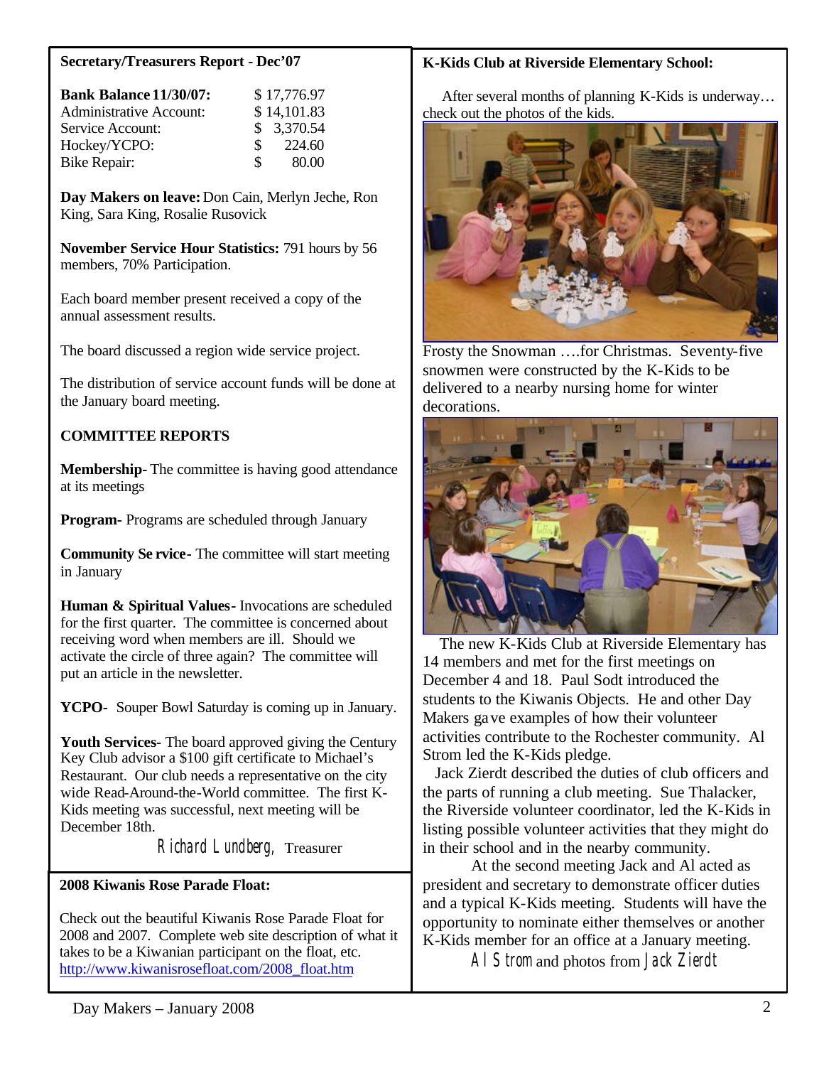## Secretary/Treasurers Report - Dec'07

| | |
|---|---|
| **Bank Balance 11/30/07:** | $ 17,776.97 |
| Administrative Account: | $ 14,101.83 |
| Service Account: | $ 3,370.54 |
| Hockey/YCPO: | $ 224.60 |
| Bike Repair: | $ 80.00 |

**Day Makers on leave:** Don Cain, Merlyn Jeche, Ron King, Sara King, Rosalie Rusovick

**November Service Hour Statistics:** 791 hours by 56 members, 70% Participation.

Each board member present received a copy of the annual assessment results.

The board discussed a region wide service project.

The distribution of service account funds will be done at the January board meeting.

### COMMITTEE REPORTS

**Membership-** The committee is having good attendance at its meetings

**Program-** Programs are scheduled through January

**Community Service-** The committee will start meeting in January

**Human & Spiritual Values-** Invocations are scheduled for the first quarter. The committee is concerned about receiving word when members are ill. Should we activate the circle of three again? The committee will put an article in the newsletter.

**YCPO-** Souper Bowl Saturday is coming up in January.

**Youth Services-** The board approved giving the Century Key Club advisor a $100 gift certificate to Michael's Restaurant. Our club needs a representative on the city wide Read-Around-the-World committee. The first K-Kids meeting was successful, next meeting will be December 18th.

*Richard Lundberg,* Treasurer

## 2008 Kiwanis Rose Parade Float:

Check out the beautiful Kiwanis Rose Parade Float for 2008 and 2007. Complete web site description of what it takes to be a Kiwanian participant on the float, etc.
http://www.kiwanisrosefloat.com/2008_float.htm

## K-Kids Club at Riverside Elementary School:

After several months of planning K-Kids is underway… check out the photos of the kids.

Frosty the Snowman ….for Christmas. Seventy-five snowmen were constructed by the K-Kids to be delivered to a nearby nursing home for winter decorations.

The new K-Kids Club at Riverside Elementary has 14 members and met for the first meetings on December 4 and 18. Paul Sodt introduced the students to the Kiwanis Objects. He and other Day Makers gave examples of how their volunteer activities contribute to the Rochester community. Al Strom led the K-Kids pledge.

Jack Zierdt described the duties of club officers and the parts of running a club meeting. Sue Thalacker, the Riverside volunteer coordinator, led the K-Kids in listing possible volunteer activities that they might do in their school and in the nearby community.

At the second meeting Jack and Al acted as president and secretary to demonstrate officer duties and a typical K-Kids meeting. Students will have the opportunity to nominate either themselves or another K-Kids member for an office at a January meeting.

*Al Strom* and photos from *Jack Zierdt*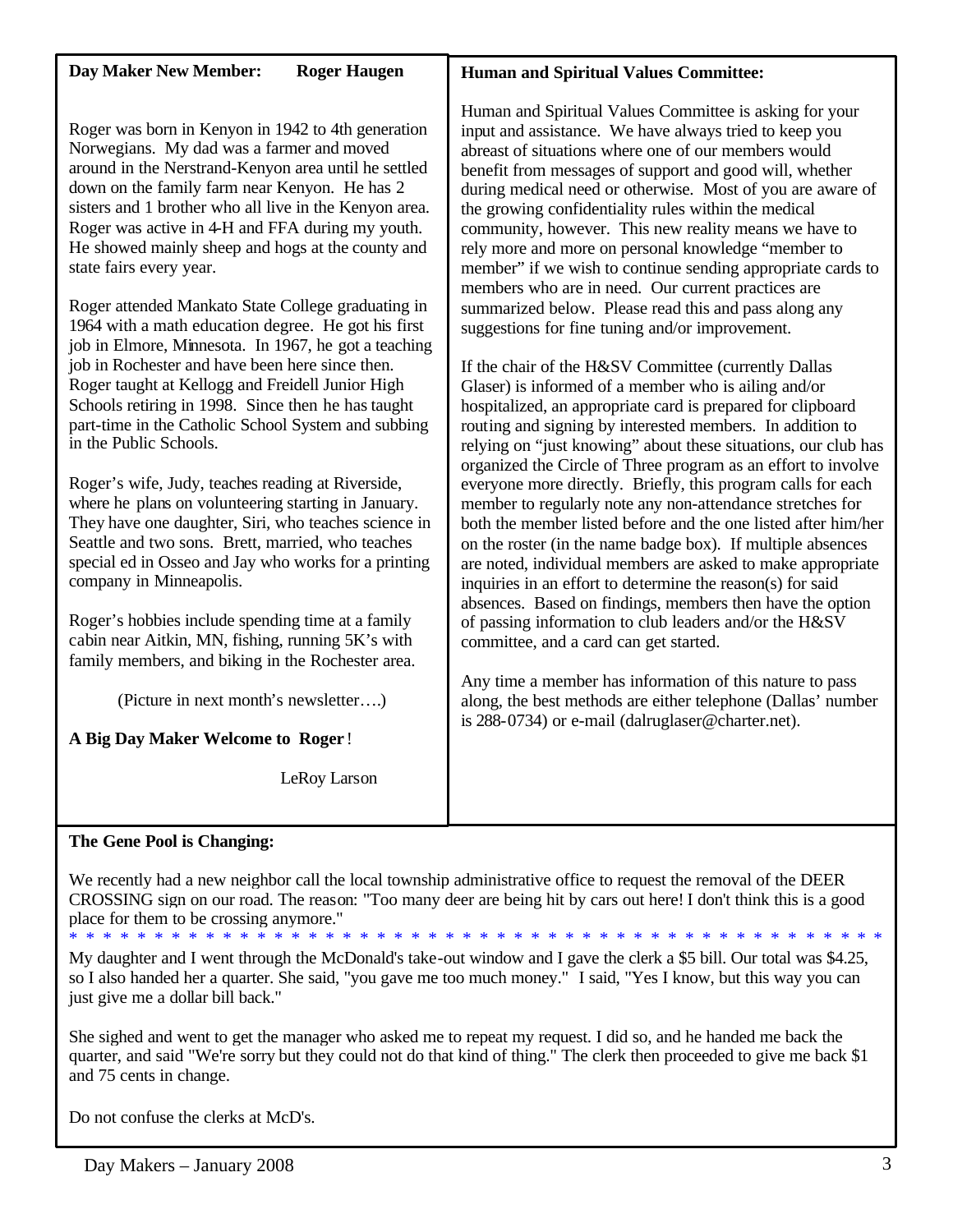## Day Maker New Member: Roger Haugen

Roger was born in Kenyon in 1942 to 4th generation Norwegians. My dad was a farmer and moved around in the Nerstrand-Kenyon area until he settled down on the family farm near Kenyon. He has 2 sisters and 1 brother who all live in the Kenyon area. Roger was active in 4-H and FFA during my youth. He showed mainly sheep and hogs at the county and state fairs every year.

Roger attended Mankato State College graduating in 1964 with a math education degree. He got his first job in Elmore, Minnesota. In 1967, he got a teaching job in Rochester and have been here since then. Roger taught at Kellogg and Freidell Junior High Schools retiring in 1998. Since then he has taught part-time in the Catholic School System and subbing in the Public Schools.

Roger's wife, Judy, teaches reading at Riverside, where he plans on volunteering starting in January. They have one daughter, Siri, who teaches science in Seattle and two sons. Brett, married, who teaches special ed in Osseo and Jay who works for a printing company in Minneapolis.

Roger's hobbies include spending time at a family cabin near Aitkin, MN, fishing, running 5K's with family members, and biking in the Rochester area.

(Picture in next month's newsletter….)

**A Big Day Maker Welcome to Roger!**

LeRoy Larson

## Human and Spiritual Values Committee:

Human and Spiritual Values Committee is asking for your input and assistance. We have always tried to keep you abreast of situations where one of our members would benefit from messages of support and good will, whether during medical need or otherwise. Most of you are aware of the growing confidentiality rules within the medical community, however. This new reality means we have to rely more and more on personal knowledge "member to member" if we wish to continue sending appropriate cards to members who are in need. Our current practices are summarized below. Please read this and pass along any suggestions for fine tuning and/or improvement.

If the chair of the H&SV Committee (currently Dallas Glaser) is informed of a member who is ailing and/or hospitalized, an appropriate card is prepared for clipboard routing and signing by interested members. In addition to relying on "just knowing" about these situations, our club has organized the Circle of Three program as an effort to involve everyone more directly. Briefly, this program calls for each member to regularly note any non-attendance stretches for both the member listed before and the one listed after him/her on the roster (in the name badge box). If multiple absences are noted, individual members are asked to make appropriate inquiries in an effort to determine the reason(s) for said absences. Based on findings, members then have the option of passing information to club leaders and/or the H&SV committee, and a card can get started.

Any time a member has information of this nature to pass along, the best methods are either telephone (Dallas' number is 288-0734) or e-mail (dalruglaser@charter.net).

## The Gene Pool is Changing:

We recently had a new neighbor call the local township administrative office to request the removal of the DEER CROSSING sign on our road. The reason: "Too many deer are being hit by cars out here! I don't think this is a good place for them to be crossing anymore."

* * * * * * * * * * * * * * * * * * * * * * * * * * * * * * * * * * * * * * * * * * * * * * * * *

My daughter and I went through the McDonald's take-out window and I gave the clerk a $5 bill. Our total was $4.25, so I also handed her a quarter. She said, "you gave me too much money." I said, "Yes I know, but this way you can just give me a dollar bill back."

She sighed and went to get the manager who asked me to repeat my request. I did so, and he handed me back the quarter, and said "We're sorry but they could not do that kind of thing." The clerk then proceeded to give me back $1 and 75 cents in change.

Do not confuse the clerks at McD's.